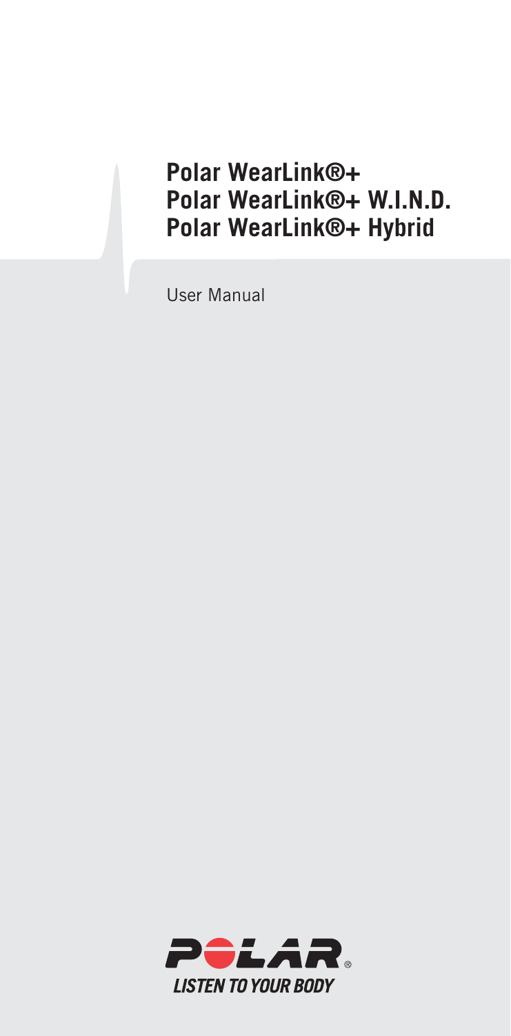# Polar WearLink®+
# Polar WearLink®+ W.I.N.D.
# Polar WearLink®+ Hybrid

User Manual

POLAR®

LISTEN TO YOUR BODY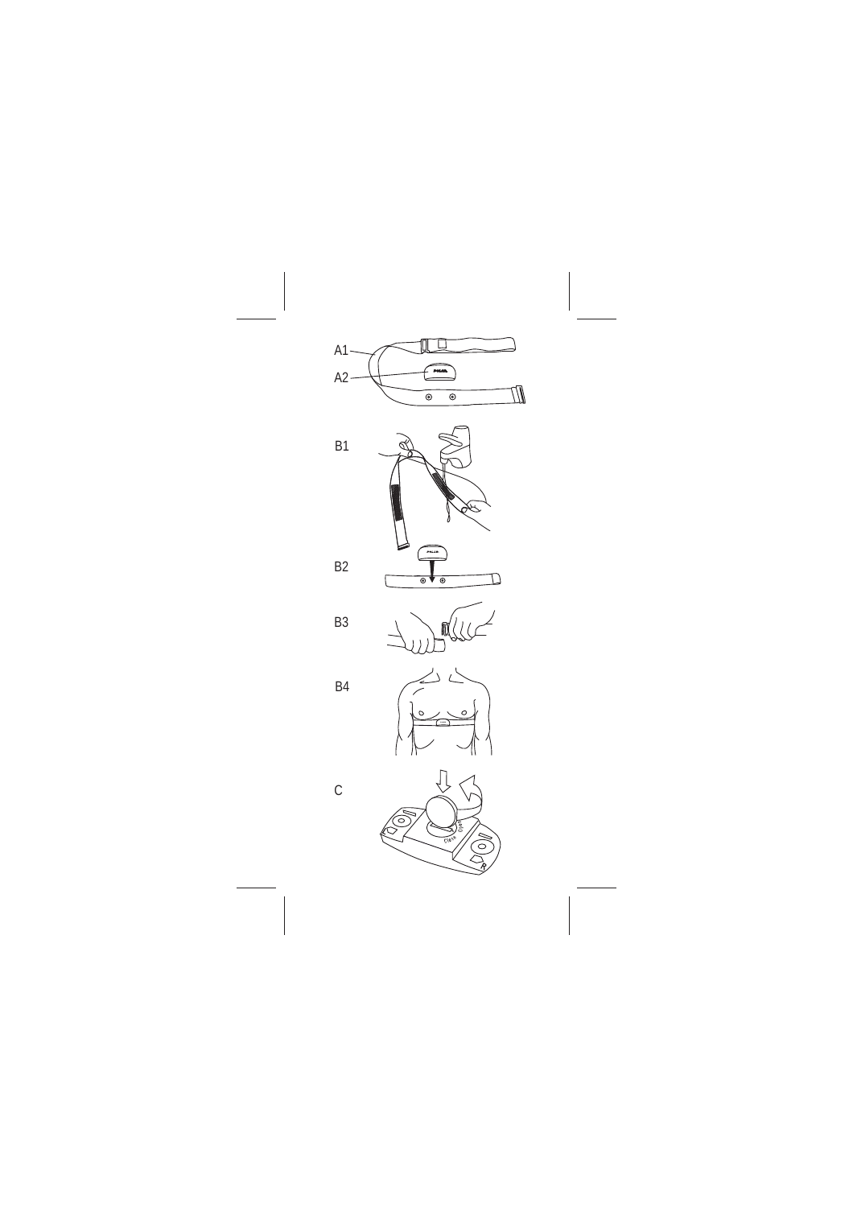A1

A2

B1

B2

B3

B4

C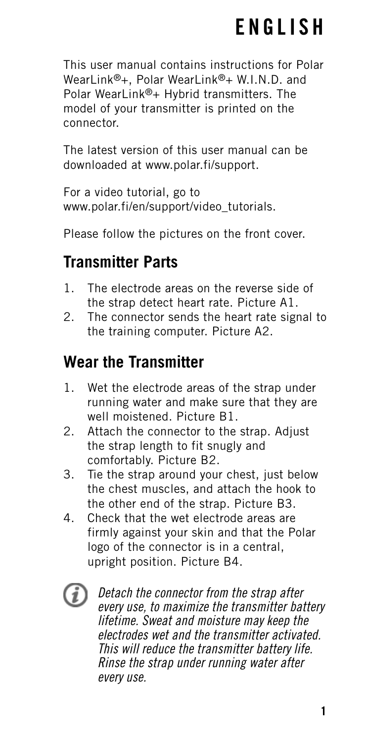# ENGLISH

This user manual contains instructions for Polar WearLink®+, Polar WearLink®+ W.I.N.D. and Polar WearLink®+ Hybrid transmitters. The model of your transmitter is printed on the connector.

The latest version of this user manual can be downloaded at www.polar.fi/support.

For a video tutorial, go to www.polar.fi/en/support/video_tutorials.

Please follow the pictures on the front cover.

## Transmitter Parts

1. The electrode areas on the reverse side of the strap detect heart rate. Picture A1.
2. The connector sends the heart rate signal to the training computer. Picture A2.

## Wear the Transmitter

1. Wet the electrode areas of the strap under running water and make sure that they are well moistened. Picture B1.
2. Attach the connector to the strap. Adjust the strap length to fit snugly and comfortably. Picture B2.
3. Tie the strap around your chest, just below the chest muscles, and attach the hook to the other end of the strap. Picture B3.
4. Check that the wet electrode areas are firmly against your skin and that the Polar logo of the connector is in a central, upright position. Picture B4.

*Detach the connector from the strap after every use, to maximize the transmitter battery lifetime. Sweat and moisture may keep the electrodes wet and the transmitter activated. This will reduce the transmitter battery life. Rinse the strap under running water after every use.*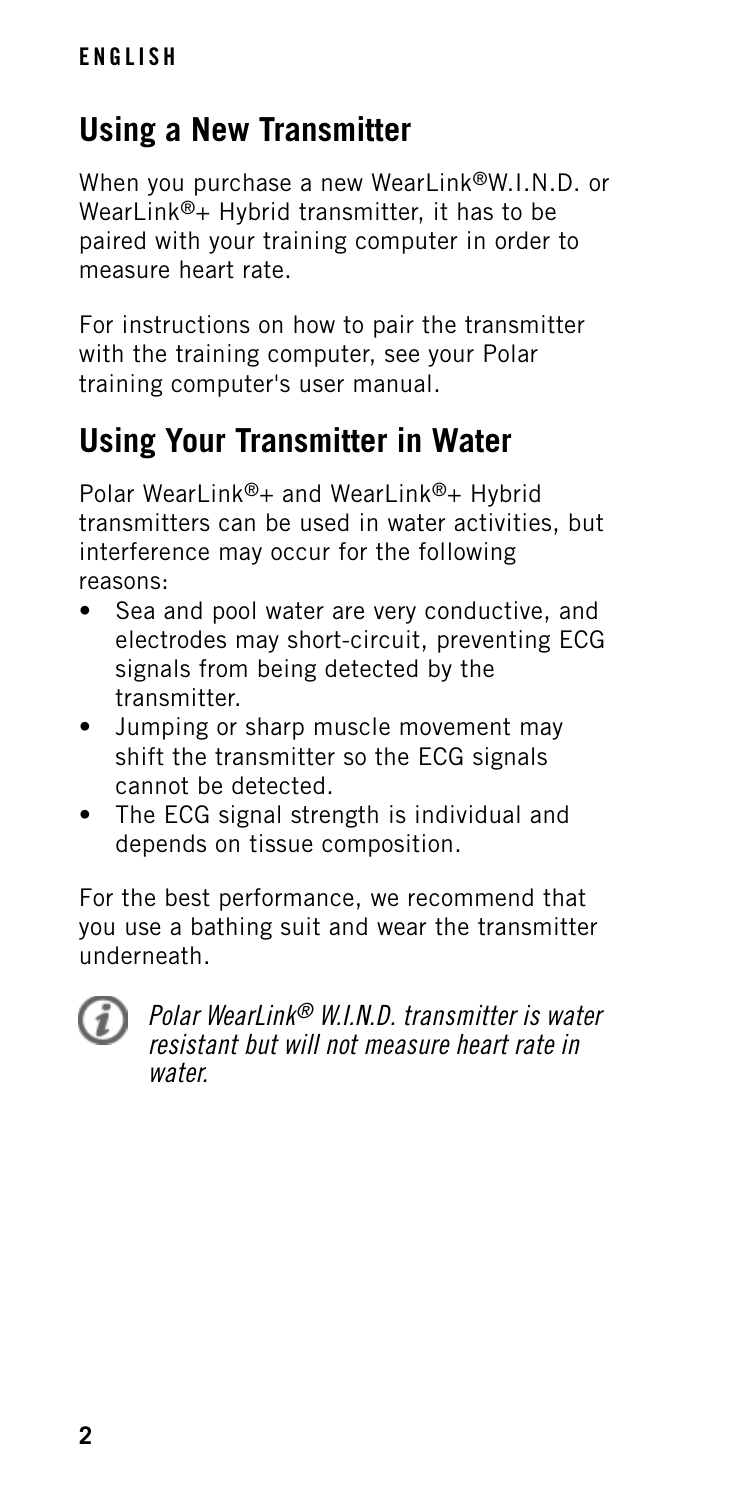## Using a New Transmitter

When you purchase a new WearLink®W.I.N.D. or WearLink®+ Hybrid transmitter, it has to be paired with your training computer in order to measure heart rate.

For instructions on how to pair the transmitter with the training computer, see your Polar training computer's user manual.

## Using Your Transmitter in Water

Polar WearLink®+ and WearLink®+ Hybrid transmitters can be used in water activities, but interference may occur for the following reasons:

- Sea and pool water are very conductive, and electrodes may short-circuit, preventing ECG signals from being detected by the transmitter.
- Jumping or sharp muscle movement may shift the transmitter so the ECG signals cannot be detected.
- The ECG signal strength is individual and depends on tissue composition.

For the best performance, we recommend that you use a bathing suit and wear the transmitter underneath.

*Polar WearLink® W.I.N.D. transmitter is water resistant but will not measure heart rate in water.*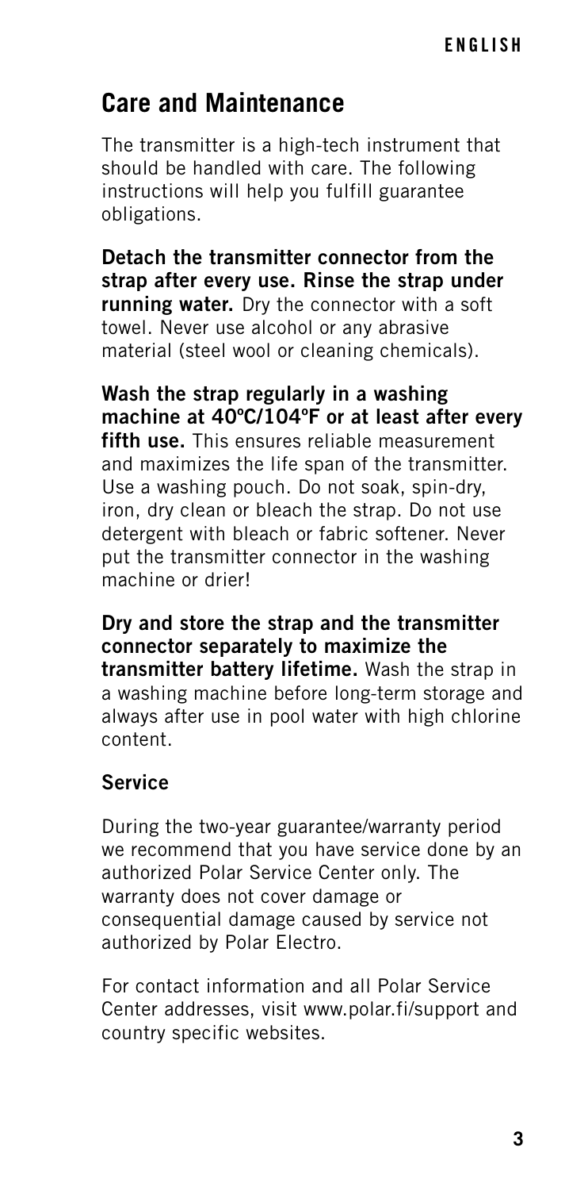## Care and Maintenance

The transmitter is a high-tech instrument that should be handled with care. The following instructions will help you fulfill guarantee obligations.

**Detach the transmitter connector from the strap after every use. Rinse the strap under running water.** Dry the connector with a soft towel. Never use alcohol or any abrasive material (steel wool or cleaning chemicals).

**Wash the strap regularly in a washing machine at 40ºC/104ºF or at least after every fifth use.** This ensures reliable measurement and maximizes the life span of the transmitter. Use a washing pouch. Do not soak, spin-dry, iron, dry clean or bleach the strap. Do not use detergent with bleach or fabric softener. Never put the transmitter connector in the washing machine or drier!

**Dry and store the strap and the transmitter connector separately to maximize the transmitter battery lifetime.** Wash the strap in a washing machine before long-term storage and always after use in pool water with high chlorine content.

### Service

During the two-year guarantee/warranty period we recommend that you have service done by an authorized Polar Service Center only. The warranty does not cover damage or consequential damage caused by service not authorized by Polar Electro.

For contact information and all Polar Service Center addresses, visit www.polar.fi/support and country specific websites.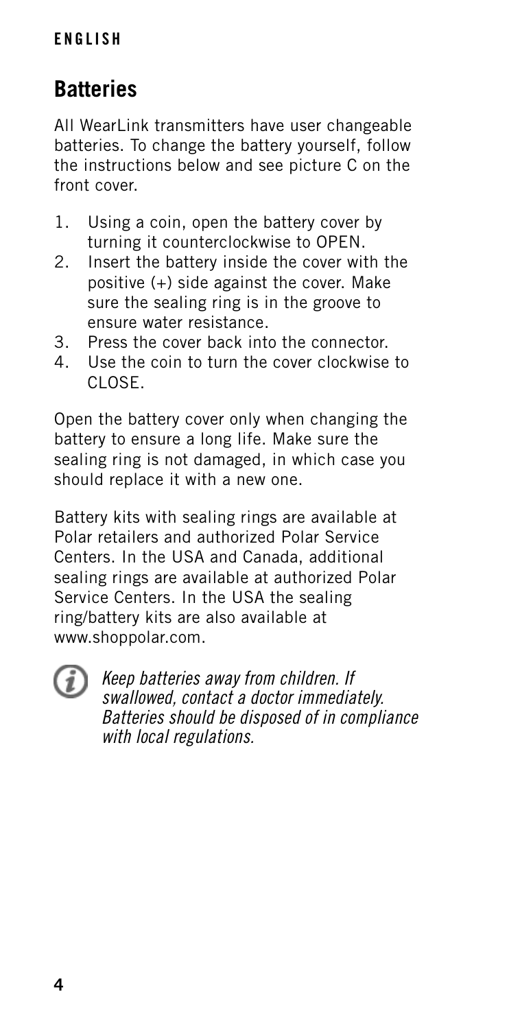## Batteries

All WearLink transmitters have user changeable batteries. To change the battery yourself, follow the instructions below and see picture C on the front cover.

1. Using a coin, open the battery cover by turning it counterclockwise to OPEN.
2. Insert the battery inside the cover with the positive (+) side against the cover. Make sure the sealing ring is in the groove to ensure water resistance.
3. Press the cover back into the connector.
4. Use the coin to turn the cover clockwise to CLOSE.

Open the battery cover only when changing the battery to ensure a long life. Make sure the sealing ring is not damaged, in which case you should replace it with a new one.

Battery kits with sealing rings are available at Polar retailers and authorized Polar Service Centers. In the USA and Canada, additional sealing rings are available at authorized Polar Service Centers. In the USA the sealing ring/battery kits are also available at www.shoppolar.com.

*Keep batteries away from children. If swallowed, contact a doctor immediately. Batteries should be disposed of in compliance with local regulations.*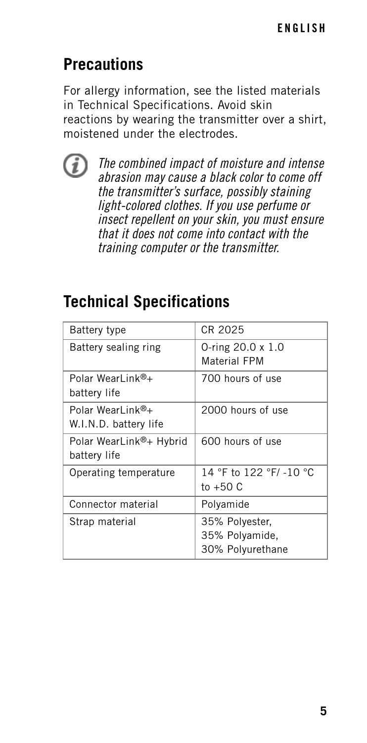## Precautions

For allergy information, see the listed materials in Technical Specifications. Avoid skin reactions by wearing the transmitter over a shirt, moistened under the electrodes.

*The combined impact of moisture and intense abrasion may cause a black color to come off the transmitter's surface, possibly staining light-colored clothes. If you use perfume or insect repellent on your skin, you must ensure that it does not come into contact with the training computer or the transmitter.*

## Technical Specifications

| | |
|---|---|
| Battery type | CR 2025 |
| Battery sealing ring | O-ring 20.0 x 1.0 Material FPM |
| Polar WearLink®+ battery life | 700 hours of use |
| Polar WearLink®+ W.I.N.D. battery life | 2000 hours of use |
| Polar WearLink®+ Hybrid battery life | 600 hours of use |
| Operating temperature | 14 °F to 122 °F/ -10 °C to +50 C |
| Connector material | Polyamide |
| Strap material | 35% Polyester, 35% Polyamide, 30% Polyurethane |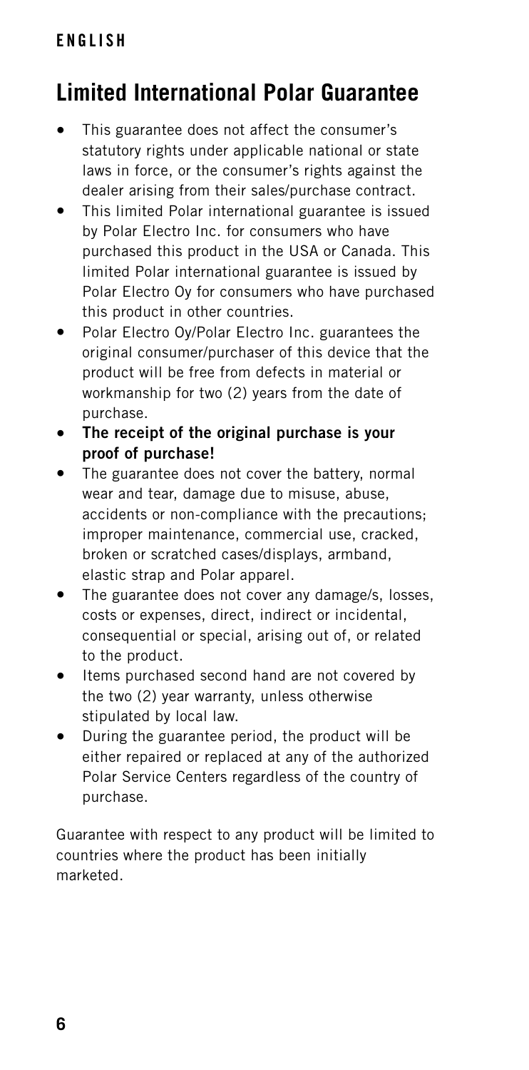## Limited International Polar Guarantee

- This guarantee does not affect the consumer's statutory rights under applicable national or state laws in force, or the consumer's rights against the dealer arising from their sales/purchase contract.
- This limited Polar international guarantee is issued by Polar Electro Inc. for consumers who have purchased this product in the USA or Canada. This limited Polar international guarantee is issued by Polar Electro Oy for consumers who have purchased this product in other countries.
- Polar Electro Oy/Polar Electro Inc. guarantees the original consumer/purchaser of this device that the product will be free from defects in material or workmanship for two (2) years from the date of purchase.
- **The receipt of the original purchase is your proof of purchase!**
- The guarantee does not cover the battery, normal wear and tear, damage due to misuse, abuse, accidents or non-compliance with the precautions; improper maintenance, commercial use, cracked, broken or scratched cases/displays, armband, elastic strap and Polar apparel.
- The guarantee does not cover any damage/s, losses, costs or expenses, direct, indirect or incidental, consequential or special, arising out of, or related to the product.
- Items purchased second hand are not covered by the two (2) year warranty, unless otherwise stipulated by local law.
- During the guarantee period, the product will be either repaired or replaced at any of the authorized Polar Service Centers regardless of the country of purchase.

Guarantee with respect to any product will be limited to countries where the product has been initially marketed.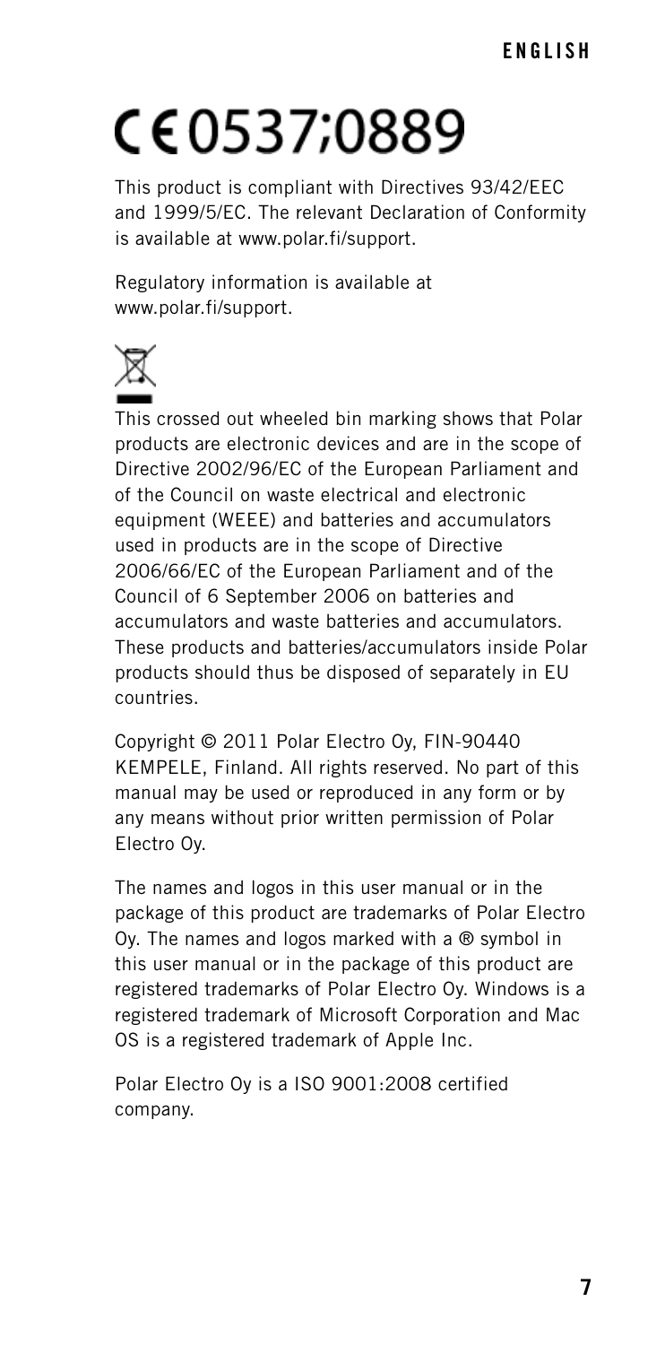# CE 0537;0889

This product is compliant with Directives 93/42/EEC and 1999/5/EC. The relevant Declaration of Conformity is available at www.polar.fi/support.

Regulatory information is available at www.polar.fi/support.

This crossed out wheeled bin marking shows that Polar products are electronic devices and are in the scope of Directive 2002/96/EC of the European Parliament and of the Council on waste electrical and electronic equipment (WEEE) and batteries and accumulators used in products are in the scope of Directive 2006/66/EC of the European Parliament and of the Council of 6 September 2006 on batteries and accumulators and waste batteries and accumulators. These products and batteries/accumulators inside Polar products should thus be disposed of separately in EU countries.

Copyright © 2011 Polar Electro Oy, FIN-90440 KEMPELE, Finland. All rights reserved. No part of this manual may be used or reproduced in any form or by any means without prior written permission of Polar Electro Oy.

The names and logos in this user manual or in the package of this product are trademarks of Polar Electro Oy. The names and logos marked with a ® symbol in this user manual or in the package of this product are registered trademarks of Polar Electro Oy. Windows is a registered trademark of Microsoft Corporation and Mac OS is a registered trademark of Apple Inc.

Polar Electro Oy is a ISO 9001:2008 certified company.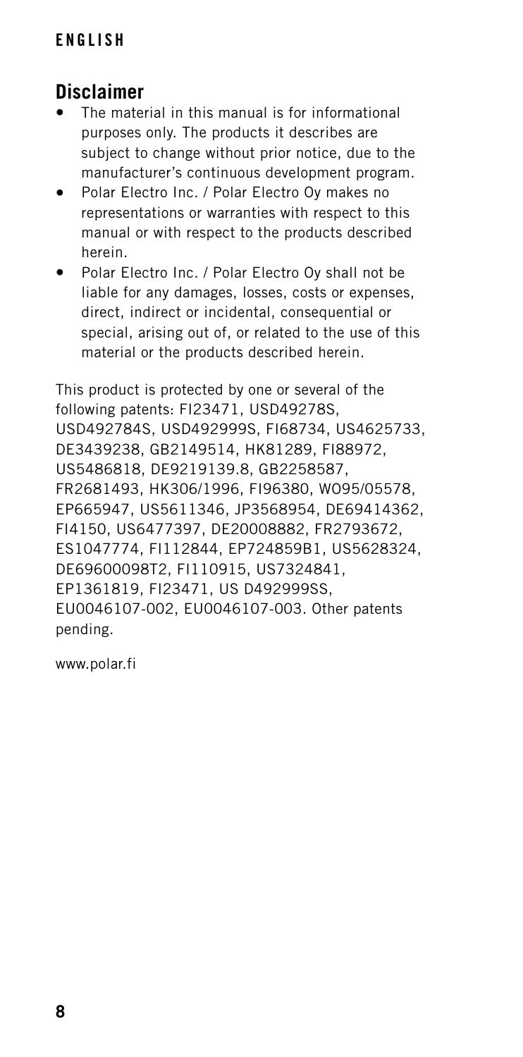## Disclaimer

- The material in this manual is for informational purposes only. The products it describes are subject to change without prior notice, due to the manufacturer's continuous development program.
- Polar Electro Inc. / Polar Electro Oy makes no representations or warranties with respect to this manual or with respect to the products described herein.
- Polar Electro Inc. / Polar Electro Oy shall not be liable for any damages, losses, costs or expenses, direct, indirect or incidental, consequential or special, arising out of, or related to the use of this material or the products described herein.

This product is protected by one or several of the following patents: FI23471, USD49278S, USD492784S, USD492999S, FI68734, US4625733, DE3439238, GB2149514, HK81289, FI88972, US5486818, DE9219139.8, GB2258587, FR2681493, HK306/1996, FI96380, WO95/05578, EP665947, US5611346, JP3568954, DE69414362, FI4150, US6477397, DE20008882, FR2793672, ES1047774, FI112844, EP724859B1, US5628324, DE69600098T2, FI110915, US7324841, EP1361819, FI23471, US D492999SS, EU0046107-002, EU0046107-003. Other patents pending.

www.polar.fi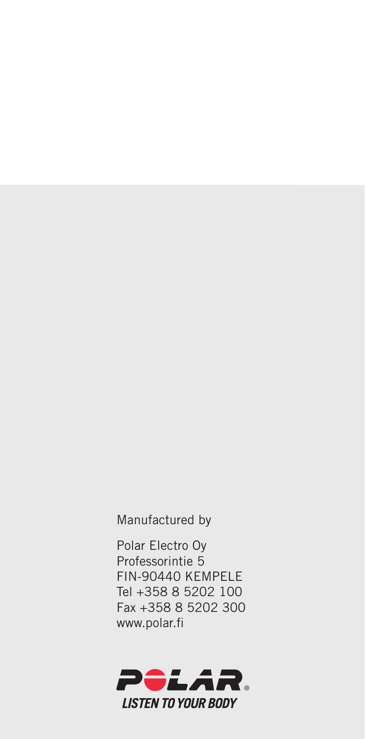Manufactured by

Polar Electro Oy
Professorintie 5
FIN-90440 KEMPELE
Tel +358 8 5202 100
Fax +358 8 5202 300
www.polar.fi

POLAR®
LISTEN TO YOUR BODY